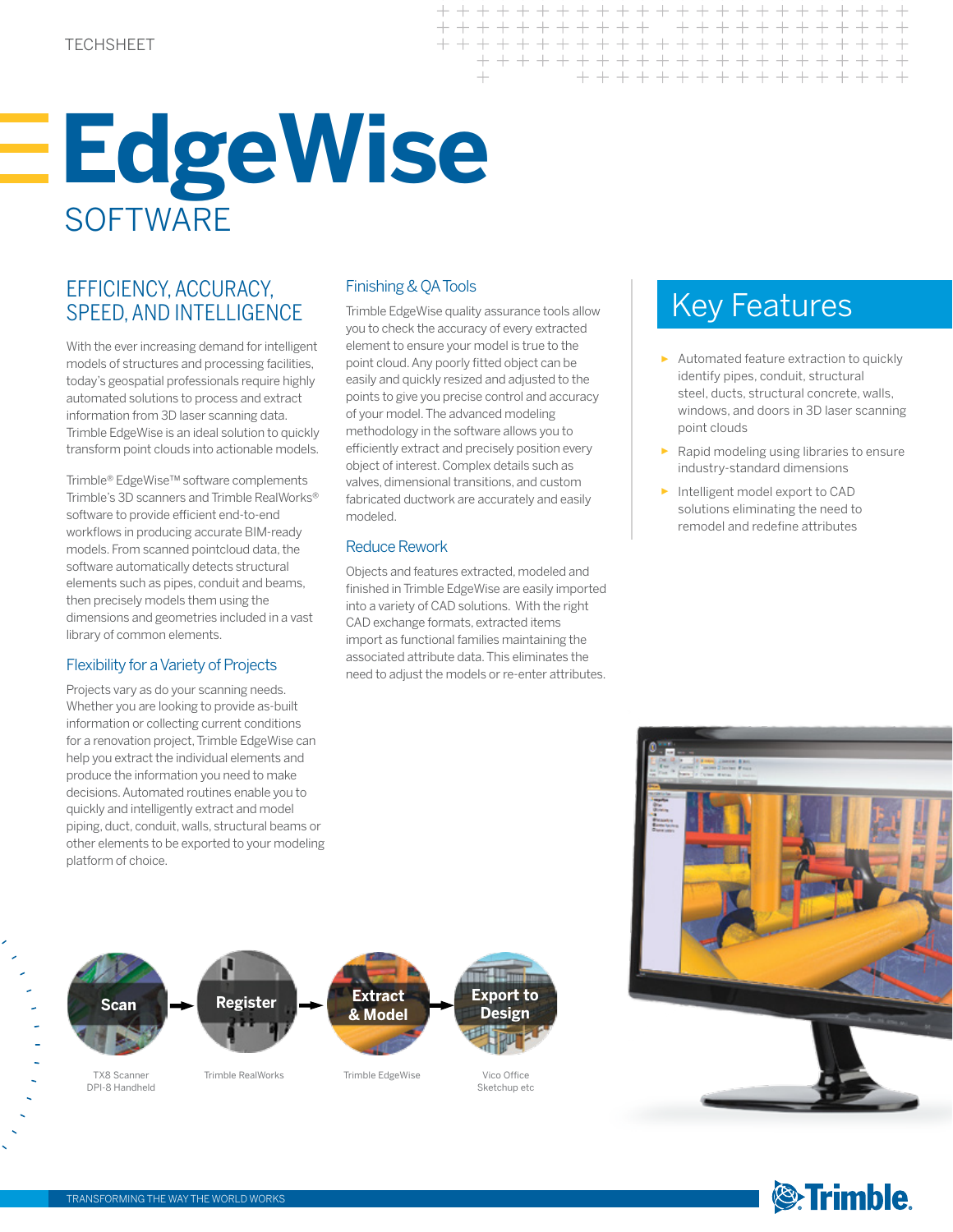TECHSHEET

# EdgeWise

## SOFTWARE

### EFFICIENCY, ACCURACY, SPEED, AND INTELLIGENCE

With the ever increasing demand for intelligent models of structures and processing facilities, today's geospatial professionals require highly automated solutions to process and extract information from 3D laser scanning data. Trimble EdgeWise is an ideal solution to quickly transform point clouds into actionable models.

Trimble® EdgeWise™ software complements Trimble's 3D scanners and Trimble RealWorks® software to provide efficient end-to-end workflows in producing accurate BIM-ready models. From scanned pointcloud data, the software automatically detects structural elements such as pipes, conduit and beams, then precisely models them using the dimensions and geometries included in a vast library of common elements.

### Flexibility for a Variety of Projects

Projects vary as do your scanning needs. Whether you are looking to provide as-built information or collecting current conditions for a renovation project, Trimble EdgeWise can help you extract the individual elements and produce the information you need to make decisions. Automated routines enable you to quickly and intelligently extract and model piping, duct, conduit, walls, structural beams or other elements to be exported to your modeling platform of choice.

### Finishing & QA Tools

Trimble EdgeWise quality assurance tools allow you to check the accuracy of every extracted element to ensure your model is true to the point cloud. Any poorly fitted object can be easily and quickly resized and adjusted to the points to give you precise control and accuracy of your model. The advanced modeling methodology in the software allows you to efficiently extract and precisely position every object of interest. Complex details such as valves, dimensional transitions, and custom fabricated ductwork are accurately and easily modeled.

### Reduce Rework

Objects and features extracted, modeled and finished in Trimble EdgeWise are easily imported into a variety of CAD solutions. With the right CAD exchange formats, extracted items import as functional families maintaining the associated attribute data. This eliminates the need to adjust the models or re-enter attributes.

## Key Features

- Automated feature extraction to quickly identify pipes, conduit, structural steel, ducts, structural concrete, walls, windows, and doors in 3D laser scanning point clouds
- Rapid modeling using libraries to ensure industry-standard dimensions
- Intelligent model export to CAD solutions eliminating the need to remodel and redefine attributes

Scan → Register → Extract & Model → Export to Design

TX8 Scanner
DPI-8 Handheld

Trimble RealWorks

Trimble EdgeWise

Vico Office
Sketchup etc

TRANSFORMING THE WAY THE WORLD WORKS

Trimble.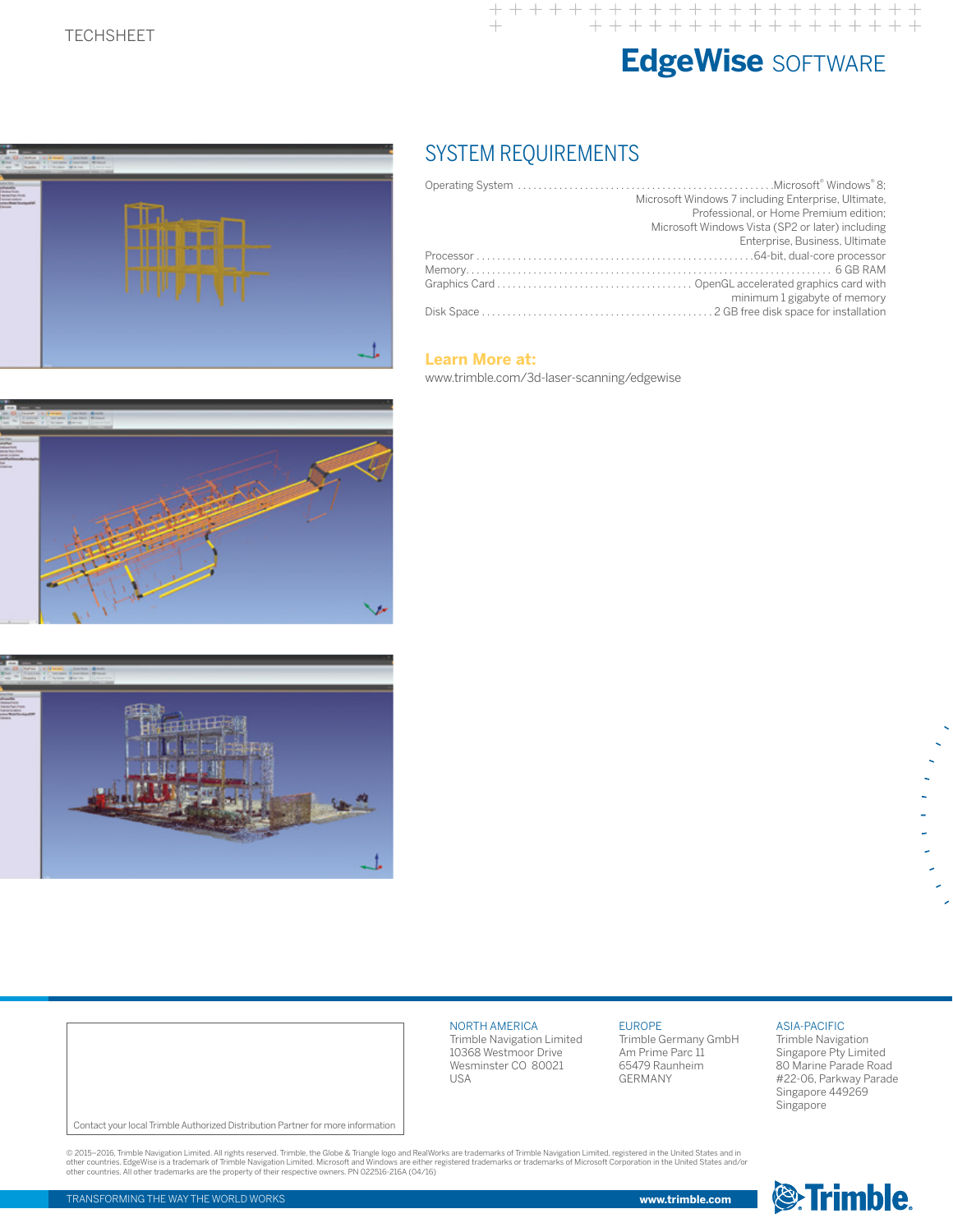# EdgeWise SOFTWARE

## SYSTEM REQUIREMENTS

| | |
|---|---|
| Operating System | Microsoft® Windows® 8; Microsoft Windows 7 including Enterprise, Ultimate, Professional, or Home Premium edition; Microsoft Windows Vista (SP2 or later) including Enterprise, Business, Ultimate |
| Processor | 64-bit, dual-core processor |
| Memory | 6 GB RAM |
| Graphics Card | OpenGL accelerated graphics card with minimum 1 gigabyte of memory |
| Disk Space | 2 GB free disk space for installation |

**Learn More at:**

www.trimble.com/3d-laser-scanning/edgewise

Contact your local Trimble Authorized Distribution Partner for more information

NORTH AMERICA
Trimble Navigation Limited
10368 Westmoor Drive
Wesminster CO 80021
USA

EUROPE
Trimble Germany GmbH
Am Prime Parc 11
65479 Raunheim
GERMANY

ASIA-PACIFIC
Trimble Navigation
Singapore Pty Limited
80 Marine Parade Road
#22-06, Parkway Parade
Singapore 449269
Singapore

© 2015–2016, Trimble Navigation Limited. All rights reserved. Trimble, the Globe & Triangle logo and RealWorks are trademarks of Trimble Navigation Limited, registered in the United States and in other countries. EdgeWise is a trademark of Trimble Navigation Limited. Microsoft and Windows are either registered trademarks or trademarks of Microsoft Corporation in the United States and/or other countries. All other trademarks are the property of their respective owners. PN 022516-216A (04/16)

TRANSFORMING THE WAY THE WORLD WORKS

www.trimble.com